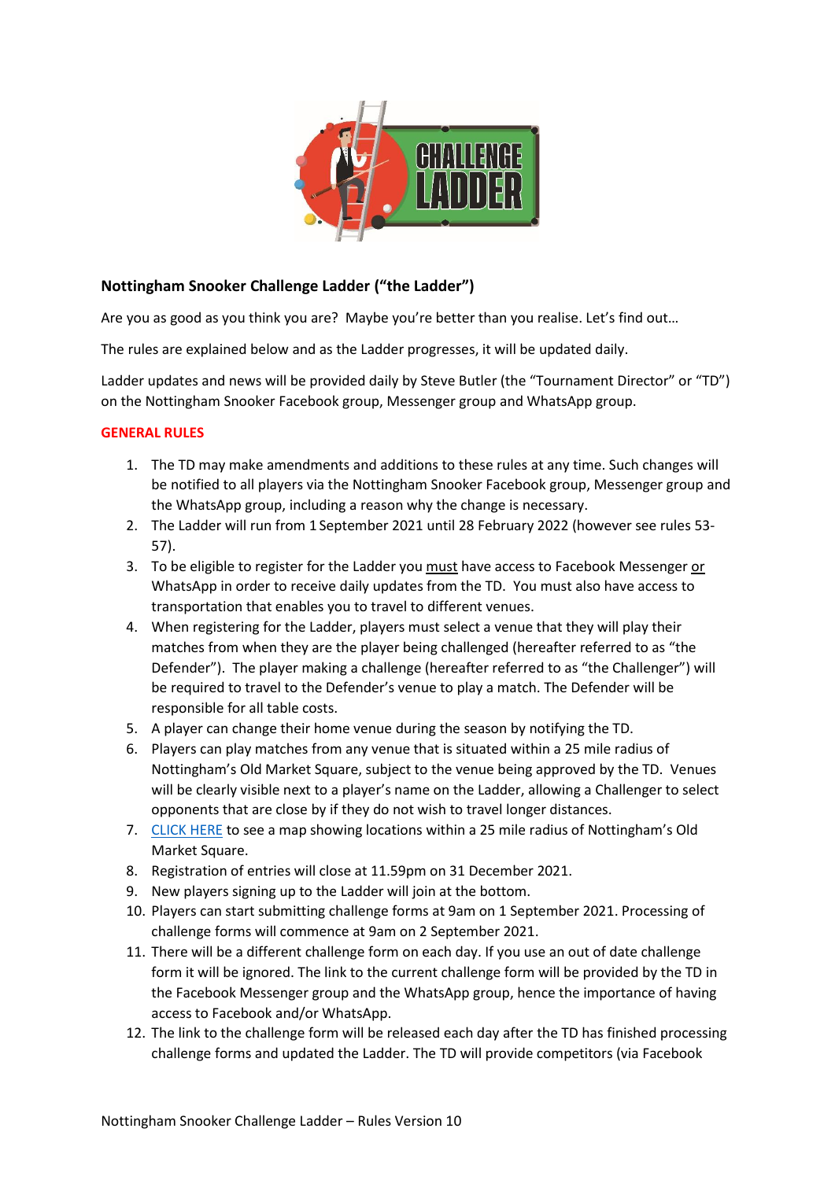## Nottingham Snooker Challenge Ladder ("the Ladder")

Are you as good as you think you are? Maybe you're better than you realise. Let's find out…

The rules are explained below and as the Ladder progresses, it will be updated daily.

Ladder updates and news will be provided daily by Steve Butler (the "Tournament Director" or "TD") on the Nottingham Snooker Facebook group, Messenger group and WhatsApp group.

### GENERAL RULES

1. The TD may make amendments and additions to these rules at any time. Such changes will be notified to all players via the Nottingham Snooker Facebook group, Messenger group and the WhatsApp group, including a reason why the change is necessary.
2. The Ladder will run from 1 September 2021 until 28 February 2022 (however see rules 53-57).
3. To be eligible to register for the Ladder you must have access to Facebook Messenger or WhatsApp in order to receive daily updates from the TD. You must also have access to transportation that enables you to travel to different venues.
4. When registering for the Ladder, players must select a venue that they will play their matches from when they are the player being challenged (hereafter referred to as "the Defender"). The player making a challenge (hereafter referred to as "the Challenger") will be required to travel to the Defender's venue to play a match. The Defender will be responsible for all table costs.
5. A player can change their home venue during the season by notifying the TD.
6. Players can play matches from any venue that is situated within a 25 mile radius of Nottingham's Old Market Square, subject to the venue being approved by the TD. Venues will be clearly visible next to a player's name on the Ladder, allowing a Challenger to select opponents that are close by if they do not wish to travel longer distances.
7. CLICK HERE to see a map showing locations within a 25 mile radius of Nottingham's Old Market Square.
8. Registration of entries will close at 11.59pm on 31 December 2021.
9. New players signing up to the Ladder will join at the bottom.
10. Players can start submitting challenge forms at 9am on 1 September 2021. Processing of challenge forms will commence at 9am on 2 September 2021.
11. There will be a different challenge form on each day. If you use an out of date challenge form it will be ignored. The link to the current challenge form will be provided by the TD in the Facebook Messenger group and the WhatsApp group, hence the importance of having access to Facebook and/or WhatsApp.
12. The link to the challenge form will be released each day after the TD has finished processing challenge forms and updated the Ladder. The TD will provide competitors (via Facebook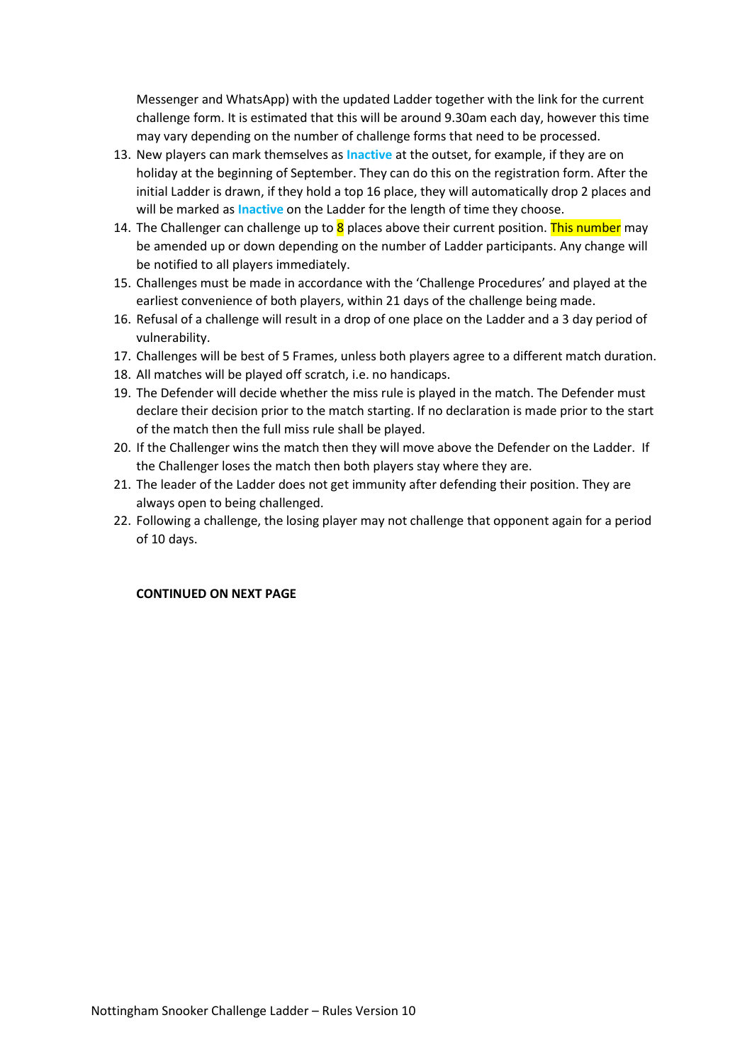Messenger and WhatsApp) with the updated Ladder together with the link for the current challenge form. It is estimated that this will be around 9.30am each day, however this time may vary depending on the number of challenge forms that need to be processed.

13. New players can mark themselves as **Inactive** at the outset, for example, if they are on holiday at the beginning of September. They can do this on the registration form. After the initial Ladder is drawn, if they hold a top 16 place, they will automatically drop 2 places and will be marked as **Inactive** on the Ladder for the length of time they choose.
14. The Challenger can challenge up to 8 places above their current position. This number may be amended up or down depending on the number of Ladder participants. Any change will be notified to all players immediately.
15. Challenges must be made in accordance with the 'Challenge Procedures' and played at the earliest convenience of both players, within 21 days of the challenge being made.
16. Refusal of a challenge will result in a drop of one place on the Ladder and a 3 day period of vulnerability.
17. Challenges will be best of 5 Frames, unless both players agree to a different match duration.
18. All matches will be played off scratch, i.e. no handicaps.
19. The Defender will decide whether the miss rule is played in the match. The Defender must declare their decision prior to the match starting. If no declaration is made prior to the start of the match then the full miss rule shall be played.
20. If the Challenger wins the match then they will move above the Defender on the Ladder. If the Challenger loses the match then both players stay where they are.
21. The leader of the Ladder does not get immunity after defending their position. They are always open to being challenged.
22. Following a challenge, the losing player may not challenge that opponent again for a period of 10 days.

**CONTINUED ON NEXT PAGE**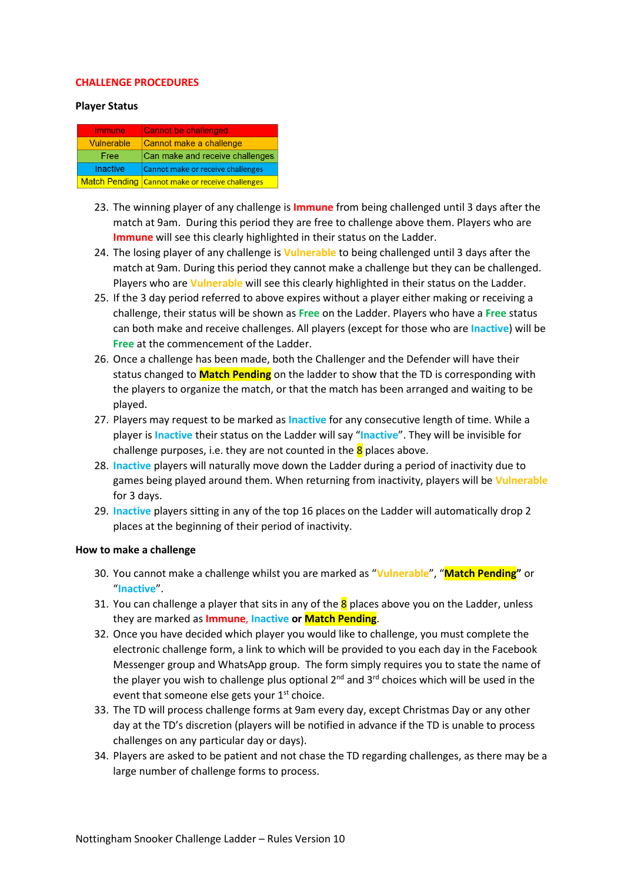## CHALLENGE PROCEDURES

### Player Status

| Immune | Cannot be challenged |
|---|---|
| Vulnerable | Cannot make a challenge |
| Free | Can make and receive challenges |
| Inactive | Cannot make or receive challenges |
| Match Pending | Cannot make or receive challenges |

23. The winning player of any challenge is **Immune** from being challenged until 3 days after the match at 9am. During this period they are free to challenge above them. Players who are **Immune** will see this clearly highlighted in their status on the Ladder.
24. The losing player of any challenge is **Vulnerable** to being challenged until 3 days after the match at 9am. During this period they cannot make a challenge but they can be challenged. Players who are **Vulnerable** will see this clearly highlighted in their status on the Ladder.
25. If the 3 day period referred to above expires without a player either making or receiving a challenge, their status will be shown as **Free** on the Ladder. Players who have a **Free** status can both make and receive challenges. All players (except for those who are **Inactive**) will be **Free** at the commencement of the Ladder.
26. Once a challenge has been made, both the Challenger and the Defender will have their status changed to **Match Pending** on the ladder to show that the TD is corresponding with the players to organize the match, or that the match has been arranged and waiting to be played.
27. Players may request to be marked as **Inactive** for any consecutive length of time. While a player is **Inactive** their status on the Ladder will say "**Inactive**". They will be invisible for challenge purposes, i.e. they are not counted in the 8 places above.
28. **Inactive** players will naturally move down the Ladder during a period of inactivity due to games being played around them. When returning from inactivity, players will be **Vulnerable** for 3 days.
29. **Inactive** players sitting in any of the top 16 places on the Ladder will automatically drop 2 places at the beginning of their period of inactivity.

### How to make a challenge

30. You cannot make a challenge whilst you are marked as "**Vulnerable**", "**Match Pending**" or "**Inactive**".
31. You can challenge a player that sits in any of the 8 places above you on the Ladder, unless they are marked as **Immune**, **Inactive** **or** **Match Pending**.
32. Once you have decided which player you would like to challenge, you must complete the electronic challenge form, a link to which will be provided to you each day in the Facebook Messenger group and WhatsApp group. The form simply requires you to state the name of the player you wish to challenge plus optional 2nd and 3rd choices which will be used in the event that someone else gets your 1st choice.
33. The TD will process challenge forms at 9am every day, except Christmas Day or any other day at the TD's discretion (players will be notified in advance if the TD is unable to process challenges on any particular day or days).
34. Players are asked to be patient and not chase the TD regarding challenges, as there may be a large number of challenge forms to process.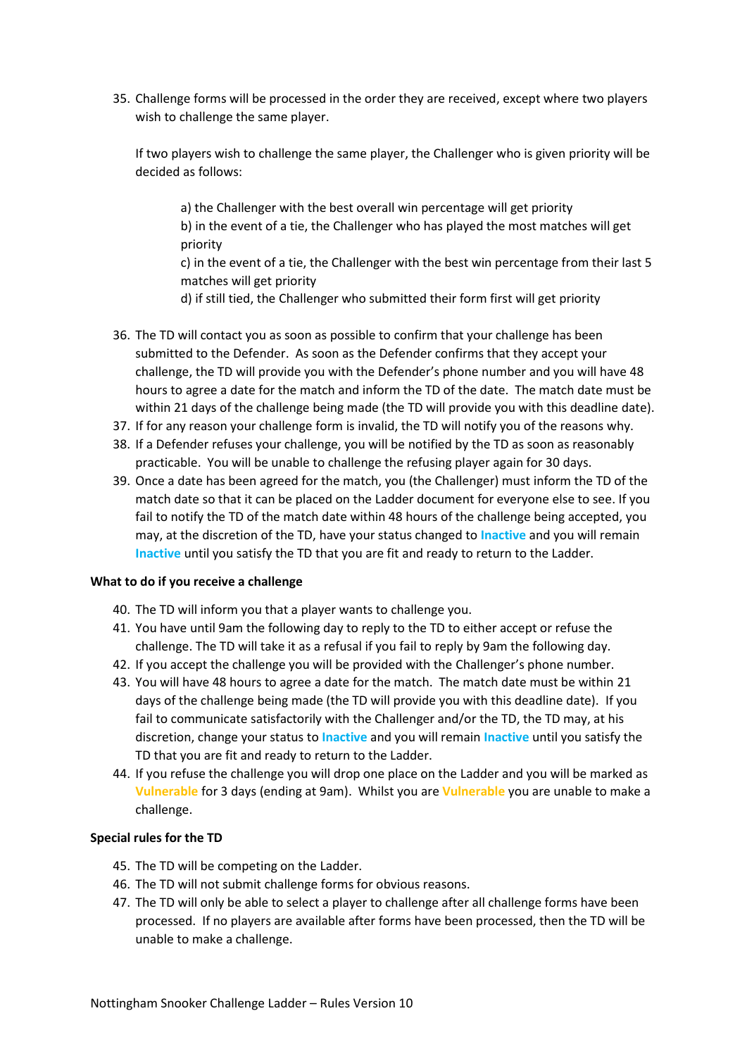35. Challenge forms will be processed in the order they are received, except where two players wish to challenge the same player.

    If two players wish to challenge the same player, the Challenger who is given priority will be decided as follows:

    a) the Challenger with the best overall win percentage will get priority
    b) in the event of a tie, the Challenger who has played the most matches will get priority
    c) in the event of a tie, the Challenger with the best win percentage from their last 5 matches will get priority
    d) if still tied, the Challenger who submitted their form first will get priority

36. The TD will contact you as soon as possible to confirm that your challenge has been submitted to the Defender. As soon as the Defender confirms that they accept your challenge, the TD will provide you with the Defender's phone number and you will have 48 hours to agree a date for the match and inform the TD of the date. The match date must be within 21 days of the challenge being made (the TD will provide you with this deadline date).
37. If for any reason your challenge form is invalid, the TD will notify you of the reasons why.
38. If a Defender refuses your challenge, you will be notified by the TD as soon as reasonably practicable. You will be unable to challenge the refusing player again for 30 days.
39. Once a date has been agreed for the match, you (the Challenger) must inform the TD of the match date so that it can be placed on the Ladder document for everyone else to see. If you fail to notify the TD of the match date within 48 hours of the challenge being accepted, you may, at the discretion of the TD, have your status changed to **Inactive** and you will remain **Inactive** until you satisfy the TD that you are fit and ready to return to the Ladder.

**What to do if you receive a challenge**

40. The TD will inform you that a player wants to challenge you.
41. You have until 9am the following day to reply to the TD to either accept or refuse the challenge. The TD will take it as a refusal if you fail to reply by 9am the following day.
42. If you accept the challenge you will be provided with the Challenger's phone number.
43. You will have 48 hours to agree a date for the match. The match date must be within 21 days of the challenge being made (the TD will provide you with this deadline date). If you fail to communicate satisfactorily with the Challenger and/or the TD, the TD may, at his discretion, change your status to **Inactive** and you will remain **Inactive** until you satisfy the TD that you are fit and ready to return to the Ladder.
44. If you refuse the challenge you will drop one place on the Ladder and you will be marked as **Vulnerable** for 3 days (ending at 9am). Whilst you are **Vulnerable** you are unable to make a challenge.

**Special rules for the TD**

45. The TD will be competing on the Ladder.
46. The TD will not submit challenge forms for obvious reasons.
47. The TD will only be able to select a player to challenge after all challenge forms have been processed. If no players are available after forms have been processed, then the TD will be unable to make a challenge.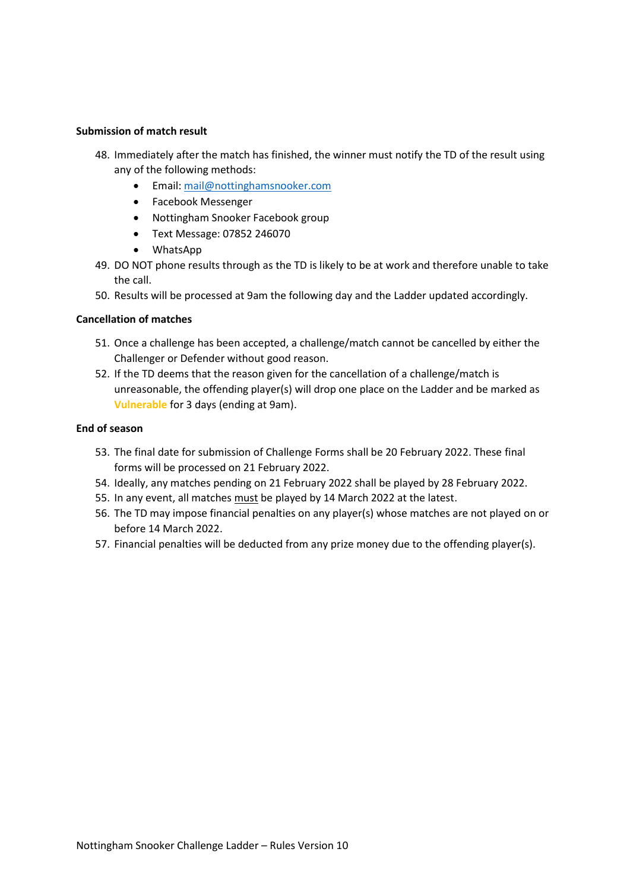**Submission of match result**

48. Immediately after the match has finished, the winner must notify the TD of the result using any of the following methods:
    - Email: mail@nottinghamsnooker.com
    - Facebook Messenger
    - Nottingham Snooker Facebook group
    - Text Message: 07852 246070
    - WhatsApp
49. DO NOT phone results through as the TD is likely to be at work and therefore unable to take the call.
50. Results will be processed at 9am the following day and the Ladder updated accordingly.

**Cancellation of matches**

51. Once a challenge has been accepted, a challenge/match cannot be cancelled by either the Challenger or Defender without good reason.
52. If the TD deems that the reason given for the cancellation of a challenge/match is unreasonable, the offending player(s) will drop one place on the Ladder and be marked as **Vulnerable** for 3 days (ending at 9am).

**End of season**

53. The final date for submission of Challenge Forms shall be 20 February 2022. These final forms will be processed on 21 February 2022.
54. Ideally, any matches pending on 21 February 2022 shall be played by 28 February 2022.
55. In any event, all matches must be played by 14 March 2022 at the latest.
56. The TD may impose financial penalties on any player(s) whose matches are not played on or before 14 March 2022.
57. Financial penalties will be deducted from any prize money due to the offending player(s).